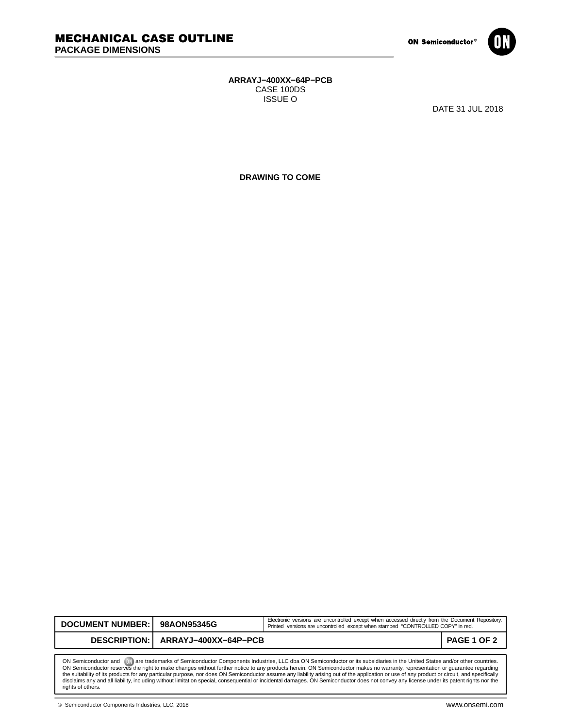# MECHANICAL CASE OUTLINE
## PACKAGE DIMENSIONS

**ARRAYJ−400XX−64P−PCB**
CASE 100DS
ISSUE O

DATE 31 JUL 2018

**DRAWING TO COME**

| DOCUMENT NUMBER: | 98AON95345G | Electronic versions are uncontrolled except when accessed directly from the Document Repository. Printed versions are uncontrolled except when stamped "CONTROLLED COPY" in red. |
|---|---|---|
| DESCRIPTION: | ARRAYJ−400XX−64P−PCB | PAGE 1 OF 2 |

ON Semiconductor and ON are trademarks of Semiconductor Components Industries, LLC dba ON Semiconductor or its subsidiaries in the United States and/or other countries. ON Semiconductor reserves the right to make changes without further notice to any products herein. ON Semiconductor makes no warranty, representation or guarantee regarding the suitability of its products for any particular purpose, nor does ON Semiconductor assume any liability arising out of the application or use of any product or circuit, and specifically disclaims any and all liability, including without limitation special, consequential or incidental damages. ON Semiconductor does not convey any license under its patent rights nor the rights of others.

© Semiconductor Components Industries, LLC, 2018

www.onsemi.com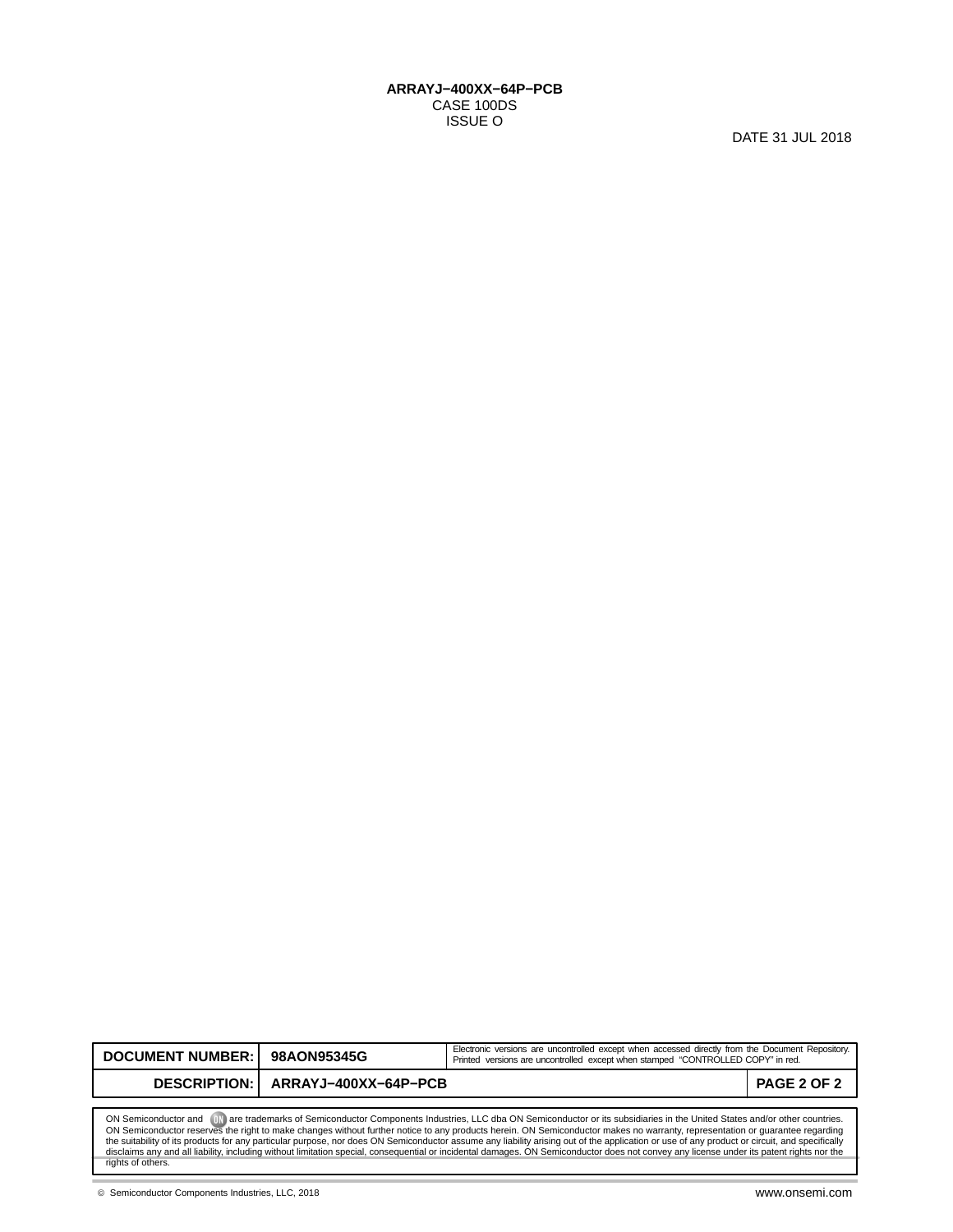**ARRAYJ−400XX−64P−PCB**
CASE 100DS
ISSUE O

DATE 31 JUL 2018

| | | | |
|---|---|---|---|
| **DOCUMENT NUMBER:** | **98AON95345G** | Electronic versions are uncontrolled except when accessed directly from the Document Repository. Printed versions are uncontrolled except when stamped "CONTROLLED COPY" in red. | |
| **DESCRIPTION:** | **ARRAYJ−400XX−64P−PCB** | | **PAGE 2 OF 2** |

ON Semiconductor and ON are trademarks of Semiconductor Components Industries, LLC dba ON Semiconductor or its subsidiaries in the United States and/or other countries. ON Semiconductor reserves the right to make changes without further notice to any products herein. ON Semiconductor makes no warranty, representation or guarantee regarding the suitability of its products for any particular purpose, nor does ON Semiconductor assume any liability arising out of the application or use of any product or circuit, and specifically disclaims any and all liability, including without limitation special, consequential or incidental damages. ON Semiconductor does not convey any license under its patent rights nor the rights of others.

© Semiconductor Components Industries, LLC, 2018 www.onsemi.com